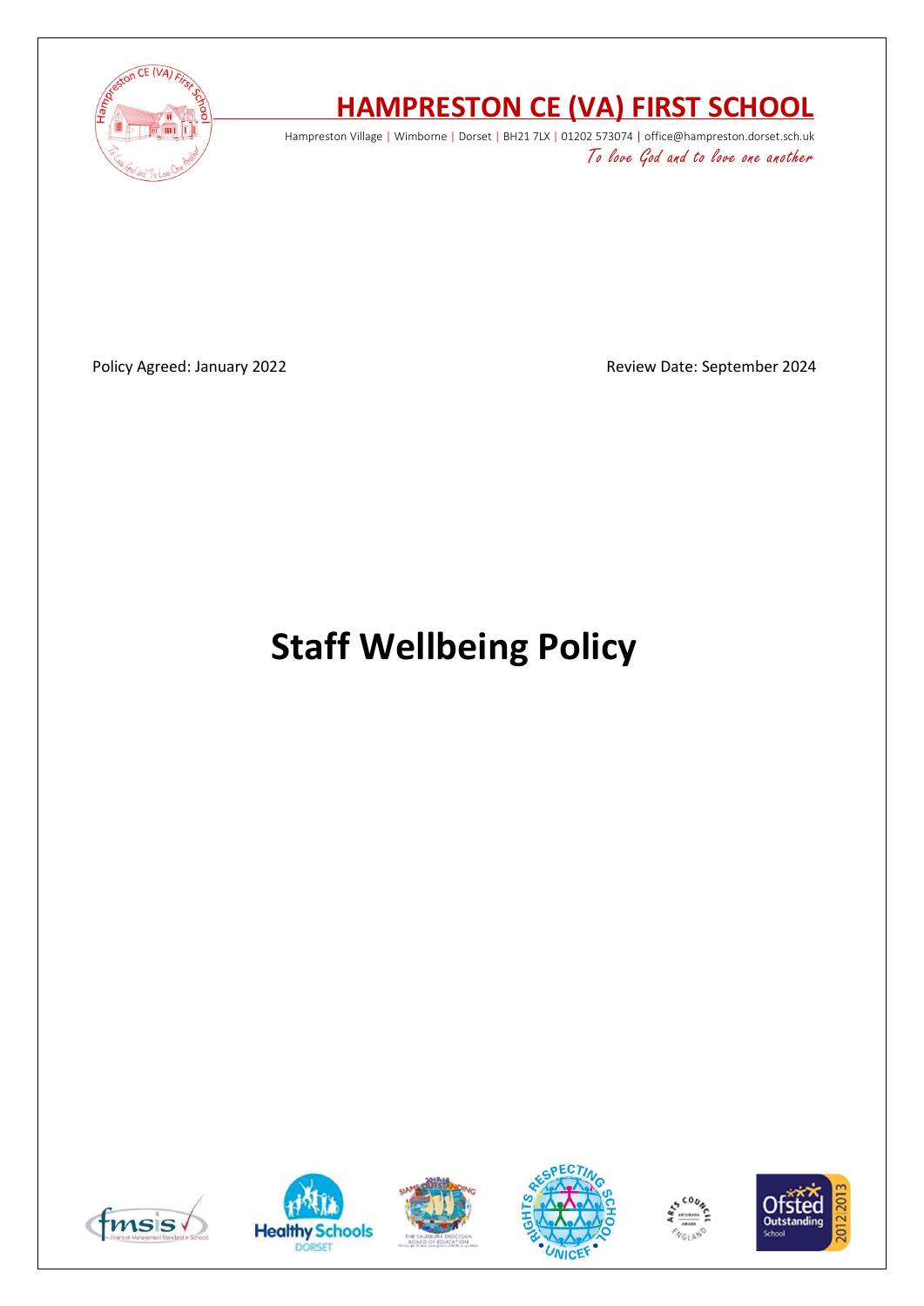# HAMPRESTON CE (VA) FIRST SCHOOL

Hampreston Village | Wimborne | Dorset | BH21 7LX | 01202 573074 | office@hampreston.dorset.sch.uk

*To love God and to love one another*

Policy Agreed: January 2022

Review Date: September 2024

# Staff Wellbeing Policy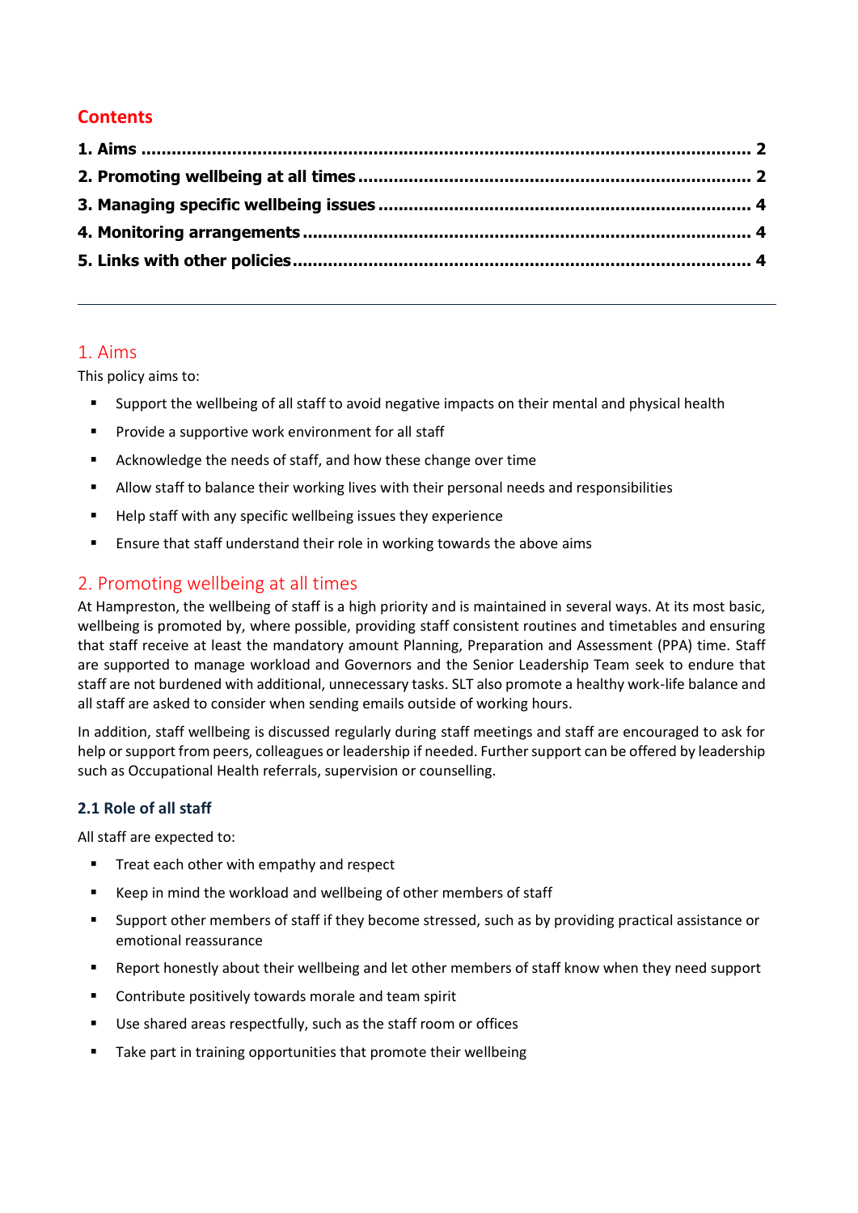## Contents

**1. Aims ........................................................................................................................ 2**

**2. Promoting wellbeing at all times ............................................................................ 2**

**3. Managing specific wellbeing issues ........................................................................ 4**

**4. Monitoring arrangements ...................................................................................... 4**

**5. Links with other policies ........................................................................................ 4**

---

## 1. Aims

This policy aims to:

- Support the wellbeing of all staff to avoid negative impacts on their mental and physical health
- Provide a supportive work environment for all staff
- Acknowledge the needs of staff, and how these change over time
- Allow staff to balance their working lives with their personal needs and responsibilities
- Help staff with any specific wellbeing issues they experience
- Ensure that staff understand their role in working towards the above aims

## 2. Promoting wellbeing at all times

At Hampreston, the wellbeing of staff is a high priority and is maintained in several ways. At its most basic, wellbeing is promoted by, where possible, providing staff consistent routines and timetables and ensuring that staff receive at least the mandatory amount Planning, Preparation and Assessment (PPA) time. Staff are supported to manage workload and Governors and the Senior Leadership Team seek to endure that staff are not burdened with additional, unnecessary tasks. SLT also promote a healthy work-life balance and all staff are asked to consider when sending emails outside of working hours.

In addition, staff wellbeing is discussed regularly during staff meetings and staff are encouraged to ask for help or support from peers, colleagues or leadership if needed. Further support can be offered by leadership such as Occupational Health referrals, supervision or counselling.

### 2.1 Role of all staff

All staff are expected to:

- Treat each other with empathy and respect
- Keep in mind the workload and wellbeing of other members of staff
- Support other members of staff if they become stressed, such as by providing practical assistance or emotional reassurance
- Report honestly about their wellbeing and let other members of staff know when they need support
- Contribute positively towards morale and team spirit
- Use shared areas respectfully, such as the staff room or offices
- Take part in training opportunities that promote their wellbeing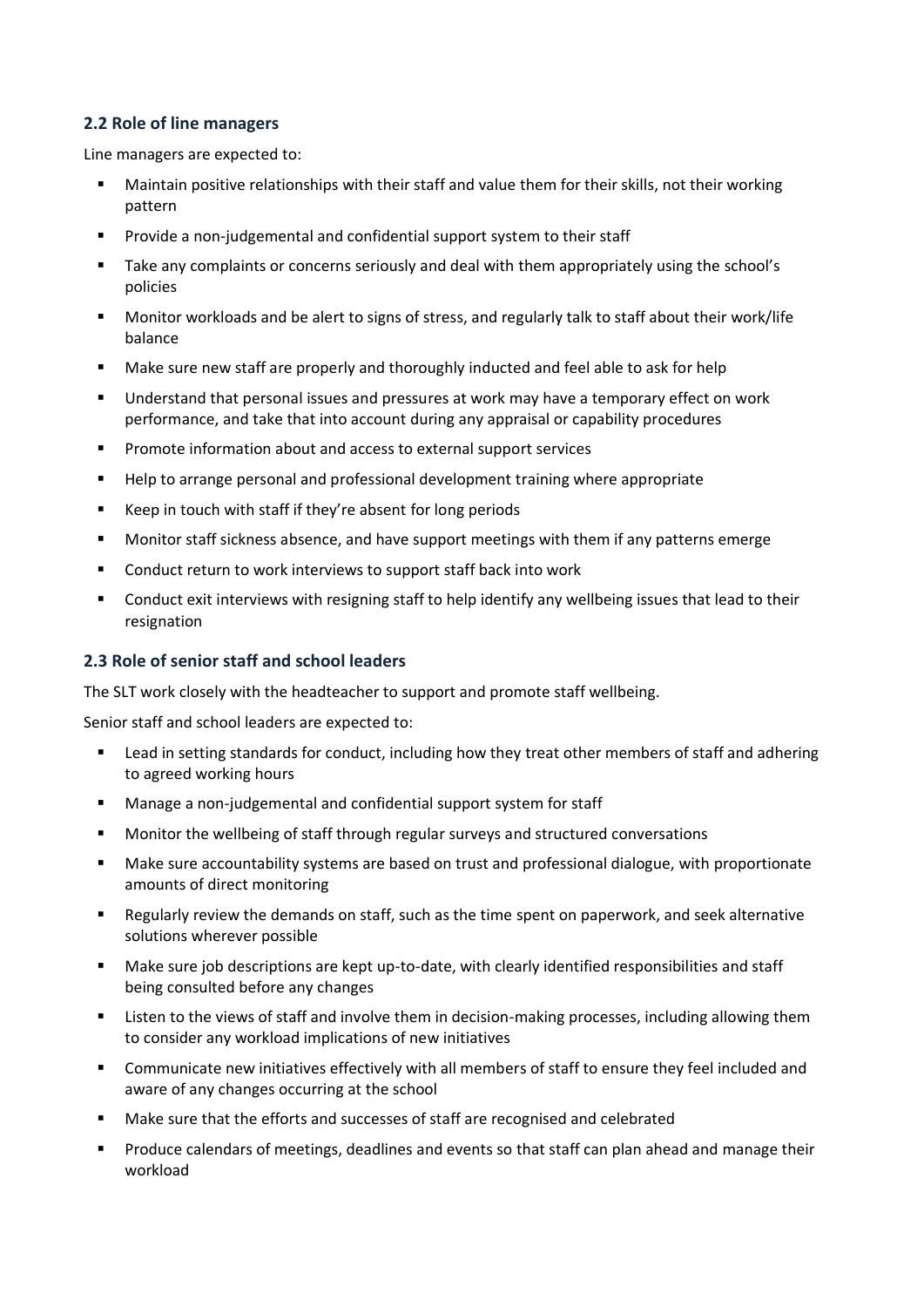### 2.2 Role of line managers

Line managers are expected to:

- Maintain positive relationships with their staff and value them for their skills, not their working pattern
- Provide a non-judgemental and confidential support system to their staff
- Take any complaints or concerns seriously and deal with them appropriately using the school's policies
- Monitor workloads and be alert to signs of stress, and regularly talk to staff about their work/life balance
- Make sure new staff are properly and thoroughly inducted and feel able to ask for help
- Understand that personal issues and pressures at work may have a temporary effect on work performance, and take that into account during any appraisal or capability procedures
- Promote information about and access to external support services
- Help to arrange personal and professional development training where appropriate
- Keep in touch with staff if they're absent for long periods
- Monitor staff sickness absence, and have support meetings with them if any patterns emerge
- Conduct return to work interviews to support staff back into work
- Conduct exit interviews with resigning staff to help identify any wellbeing issues that lead to their resignation

### 2.3 Role of senior staff and school leaders

The SLT work closely with the headteacher to support and promote staff wellbeing.

Senior staff and school leaders are expected to:

- Lead in setting standards for conduct, including how they treat other members of staff and adhering to agreed working hours
- Manage a non-judgemental and confidential support system for staff
- Monitor the wellbeing of staff through regular surveys and structured conversations
- Make sure accountability systems are based on trust and professional dialogue, with proportionate amounts of direct monitoring
- Regularly review the demands on staff, such as the time spent on paperwork, and seek alternative solutions wherever possible
- Make sure job descriptions are kept up-to-date, with clearly identified responsibilities and staff being consulted before any changes
- Listen to the views of staff and involve them in decision-making processes, including allowing them to consider any workload implications of new initiatives
- Communicate new initiatives effectively with all members of staff to ensure they feel included and aware of any changes occurring at the school
- Make sure that the efforts and successes of staff are recognised and celebrated
- Produce calendars of meetings, deadlines and events so that staff can plan ahead and manage their workload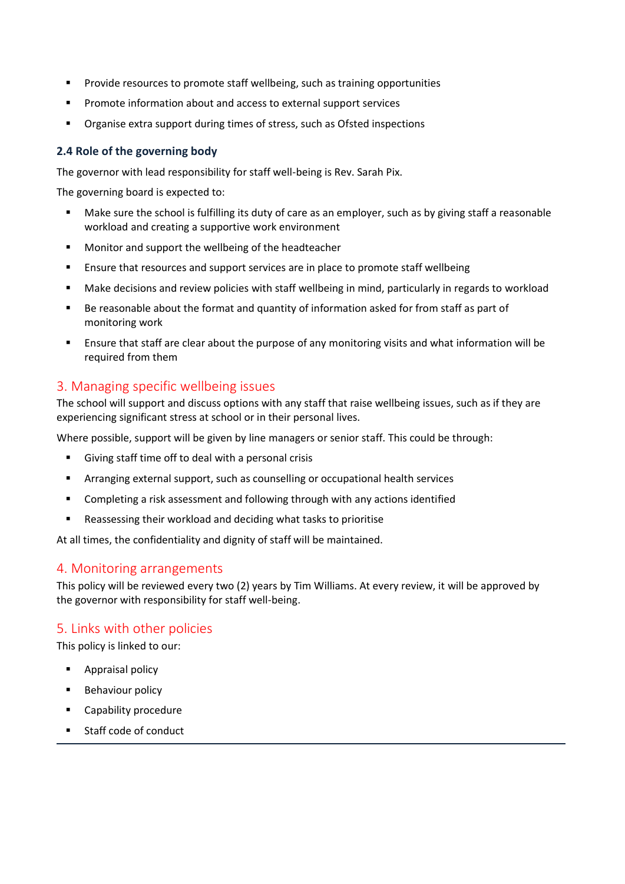- Provide resources to promote staff wellbeing, such as training opportunities
- Promote information about and access to external support services
- Organise extra support during times of stress, such as Ofsted inspections

### 2.4 Role of the governing body

The governor with lead responsibility for staff well-being is Rev. Sarah Pix.

The governing board is expected to:

- Make sure the school is fulfilling its duty of care as an employer, such as by giving staff a reasonable workload and creating a supportive work environment
- Monitor and support the wellbeing of the headteacher
- Ensure that resources and support services are in place to promote staff wellbeing
- Make decisions and review policies with staff wellbeing in mind, particularly in regards to workload
- Be reasonable about the format and quantity of information asked for from staff as part of monitoring work
- Ensure that staff are clear about the purpose of any monitoring visits and what information will be required from them

## 3. Managing specific wellbeing issues

The school will support and discuss options with any staff that raise wellbeing issues, such as if they are experiencing significant stress at school or in their personal lives.

Where possible, support will be given by line managers or senior staff. This could be through:

- Giving staff time off to deal with a personal crisis
- Arranging external support, such as counselling or occupational health services
- Completing a risk assessment and following through with any actions identified
- Reassessing their workload and deciding what tasks to prioritise

At all times, the confidentiality and dignity of staff will be maintained.

## 4. Monitoring arrangements

This policy will be reviewed every two (2) years by Tim Williams. At every review, it will be approved by the governor with responsibility for staff well-being.

## 5. Links with other policies

This policy is linked to our:

- Appraisal policy
- Behaviour policy
- Capability procedure
- Staff code of conduct